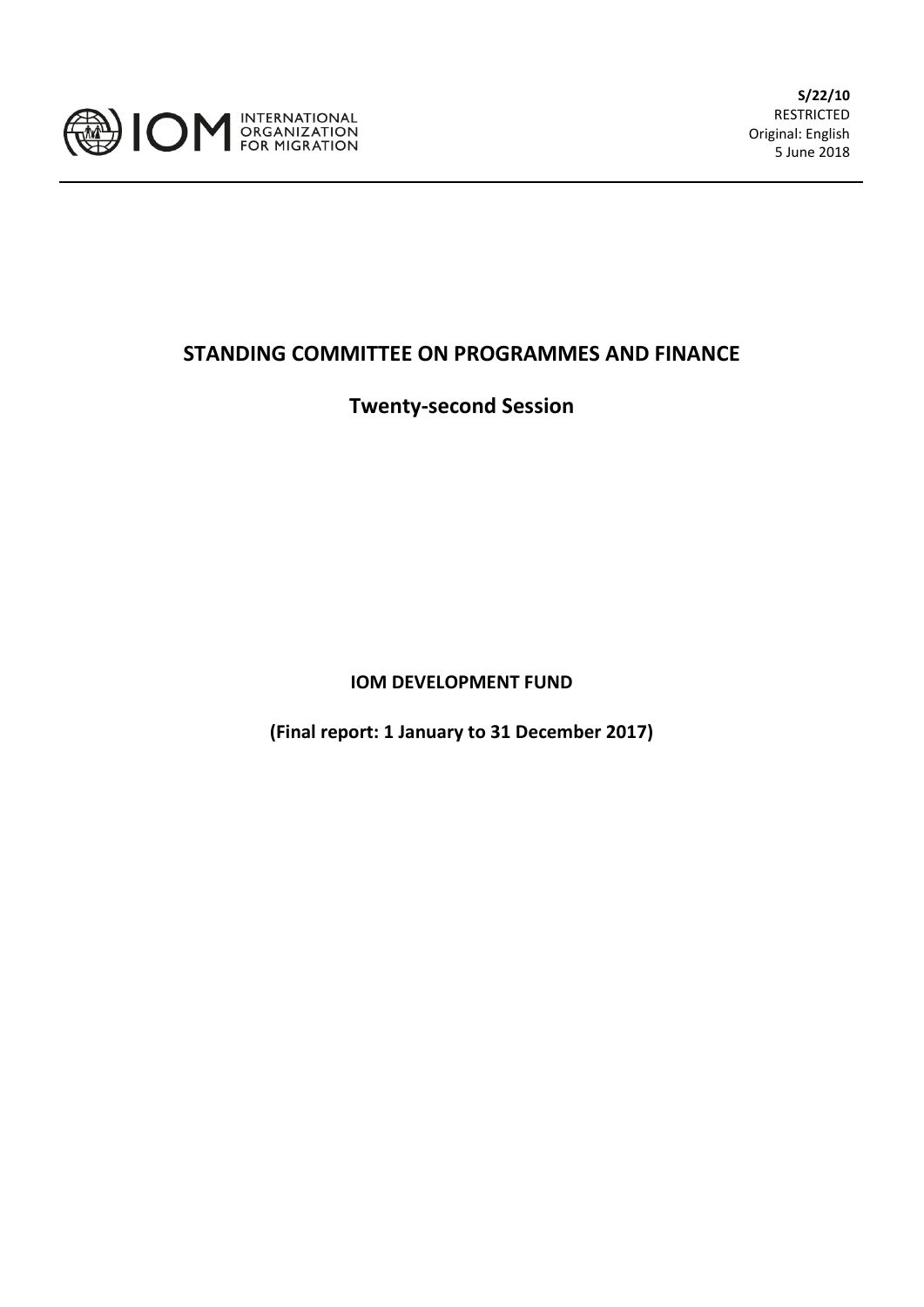INTERNATIONAL ORGANIZATION FOR MIGRATION

**S/22/10**
RESTRICTED
Original: English
5 June 2018

# STANDING COMMITTEE ON PROGRAMMES AND FINANCE

## Twenty-second Session

**IOM DEVELOPMENT FUND**

**(Final report: 1 January to 31 December 2017)**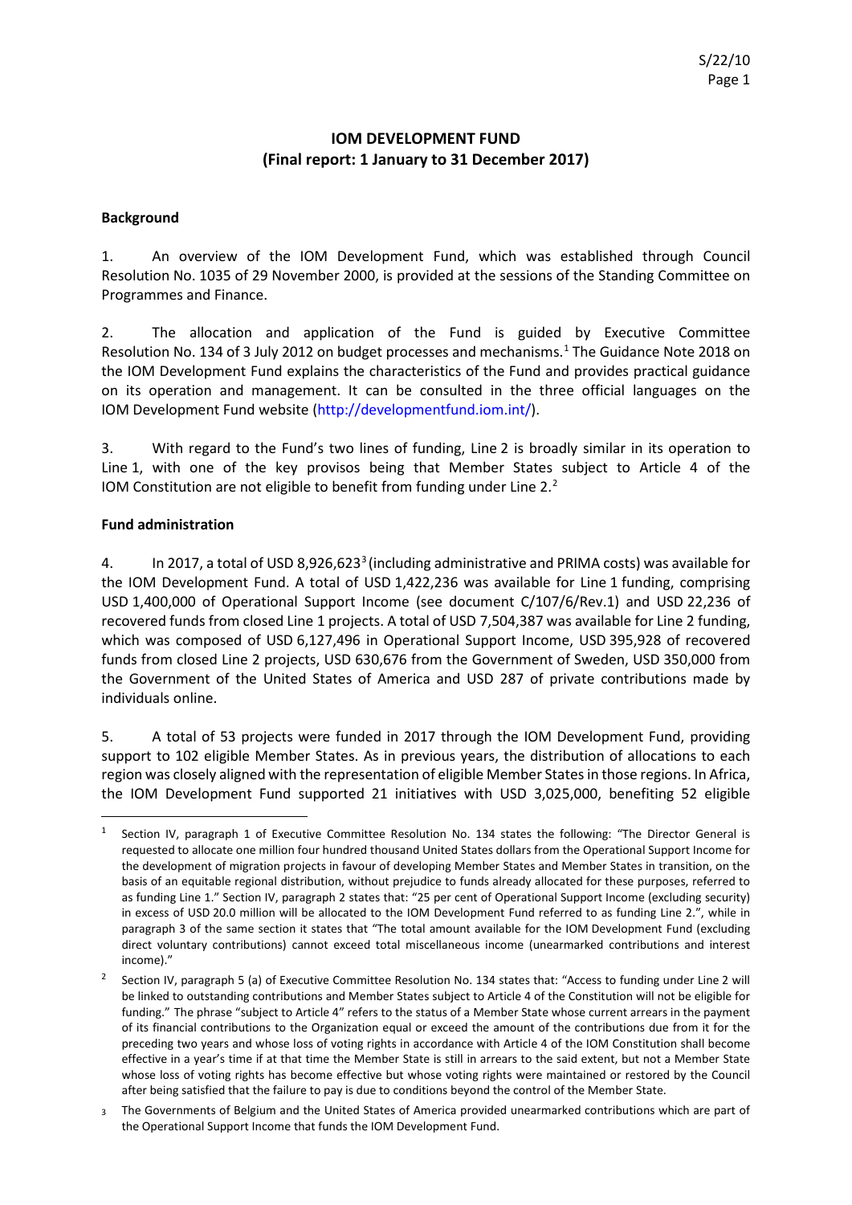## IOM DEVELOPMENT FUND
## (Final report: 1 January to 31 December 2017)

### Background

1. An overview of the IOM Development Fund, which was established through Council Resolution No. 1035 of 29 November 2000, is provided at the sessions of the Standing Committee on Programmes and Finance.

2. The allocation and application of the Fund is guided by Executive Committee Resolution No. 134 of 3 July 2012 on budget processes and mechanisms.[1] The Guidance Note 2018 on the IOM Development Fund explains the characteristics of the Fund and provides practical guidance on its operation and management. It can be consulted in the three official languages on the IOM Development Fund website (http://developmentfund.iom.int/).

3. With regard to the Fund's two lines of funding, Line 2 is broadly similar in its operation to Line 1, with one of the key provisos being that Member States subject to Article 4 of the IOM Constitution are not eligible to benefit from funding under Line 2.[2]

### Fund administration

4. In 2017, a total of USD 8,926,623[3] (including administrative and PRIMA costs) was available for the IOM Development Fund. A total of USD 1,422,236 was available for Line 1 funding, comprising USD 1,400,000 of Operational Support Income (see document C/107/6/Rev.1) and USD 22,236 of recovered funds from closed Line 1 projects. A total of USD 7,504,387 was available for Line 2 funding, which was composed of USD 6,127,496 in Operational Support Income, USD 395,928 of recovered funds from closed Line 2 projects, USD 630,676 from the Government of Sweden, USD 350,000 from the Government of the United States of America and USD 287 of private contributions made by individuals online.

5. A total of 53 projects were funded in 2017 through the IOM Development Fund, providing support to 102 eligible Member States. As in previous years, the distribution of allocations to each region was closely aligned with the representation of eligible Member States in those regions. In Africa, the IOM Development Fund supported 21 initiatives with USD 3,025,000, benefiting 52 eligible

---

[1] Section IV, paragraph 1 of Executive Committee Resolution No. 134 states the following: "The Director General is requested to allocate one million four hundred thousand United States dollars from the Operational Support Income for the development of migration projects in favour of developing Member States and Member States in transition, on the basis of an equitable regional distribution, without prejudice to funds already allocated for these purposes, referred to as funding Line 1." Section IV, paragraph 2 states that: "25 per cent of Operational Support Income (excluding security) in excess of USD 20.0 million will be allocated to the IOM Development Fund referred to as funding Line 2.", while in paragraph 3 of the same section it states that "The total amount available for the IOM Development Fund (excluding direct voluntary contributions) cannot exceed total miscellaneous income (unearmarked contributions and interest income)."

[2] Section IV, paragraph 5 (a) of Executive Committee Resolution No. 134 states that: "Access to funding under Line 2 will be linked to outstanding contributions and Member States subject to Article 4 of the Constitution will not be eligible for funding." The phrase "subject to Article 4" refers to the status of a Member State whose current arrears in the payment of its financial contributions to the Organization equal or exceed the amount of the contributions due from it for the preceding two years and whose loss of voting rights in accordance with Article 4 of the IOM Constitution shall become effective in a year's time if at that time the Member State is still in arrears to the said extent, but not a Member State whose loss of voting rights has become effective but whose voting rights were maintained or restored by the Council after being satisfied that the failure to pay is due to conditions beyond the control of the Member State.

[3] The Governments of Belgium and the United States of America provided unearmarked contributions which are part of the Operational Support Income that funds the IOM Development Fund.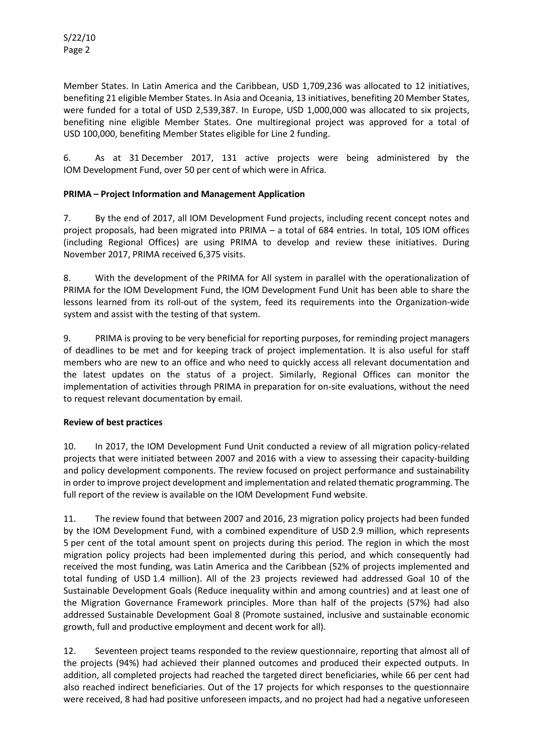Member States. In Latin America and the Caribbean, USD 1,709,236 was allocated to 12 initiatives, benefiting 21 eligible Member States. In Asia and Oceania, 13 initiatives, benefiting 20 Member States, were funded for a total of USD 2,539,387. In Europe, USD 1,000,000 was allocated to six projects, benefiting nine eligible Member States. One multiregional project was approved for a total of USD 100,000, benefiting Member States eligible for Line 2 funding.

6. As at 31 December 2017, 131 active projects were being administered by the IOM Development Fund, over 50 per cent of which were in Africa.

**PRIMA – Project Information and Management Application**

7. By the end of 2017, all IOM Development Fund projects, including recent concept notes and project proposals, had been migrated into PRIMA – a total of 684 entries. In total, 105 IOM offices (including Regional Offices) are using PRIMA to develop and review these initiatives. During November 2017, PRIMA received 6,375 visits.

8. With the development of the PRIMA for All system in parallel with the operationalization of PRIMA for the IOM Development Fund, the IOM Development Fund Unit has been able to share the lessons learned from its roll-out of the system, feed its requirements into the Organization-wide system and assist with the testing of that system.

9. PRIMA is proving to be very beneficial for reporting purposes, for reminding project managers of deadlines to be met and for keeping track of project implementation. It is also useful for staff members who are new to an office and who need to quickly access all relevant documentation and the latest updates on the status of a project. Similarly, Regional Offices can monitor the implementation of activities through PRIMA in preparation for on-site evaluations, without the need to request relevant documentation by email.

**Review of best practices**

10. In 2017, the IOM Development Fund Unit conducted a review of all migration policy-related projects that were initiated between 2007 and 2016 with a view to assessing their capacity-building and policy development components. The review focused on project performance and sustainability in order to improve project development and implementation and related thematic programming. The full report of the review is available on the IOM Development Fund website.

11. The review found that between 2007 and 2016, 23 migration policy projects had been funded by the IOM Development Fund, with a combined expenditure of USD 2.9 million, which represents 5 per cent of the total amount spent on projects during this period. The region in which the most migration policy projects had been implemented during this period, and which consequently had received the most funding, was Latin America and the Caribbean (52% of projects implemented and total funding of USD 1.4 million). All of the 23 projects reviewed had addressed Goal 10 of the Sustainable Development Goals (Reduce inequality within and among countries) and at least one of the Migration Governance Framework principles. More than half of the projects (57%) had also addressed Sustainable Development Goal 8 (Promote sustained, inclusive and sustainable economic growth, full and productive employment and decent work for all).

12. Seventeen project teams responded to the review questionnaire, reporting that almost all of the projects (94%) had achieved their planned outcomes and produced their expected outputs. In addition, all completed projects had reached the targeted direct beneficiaries, while 66 per cent had also reached indirect beneficiaries. Out of the 17 projects for which responses to the questionnaire were received, 8 had had positive unforeseen impacts, and no project had had a negative unforeseen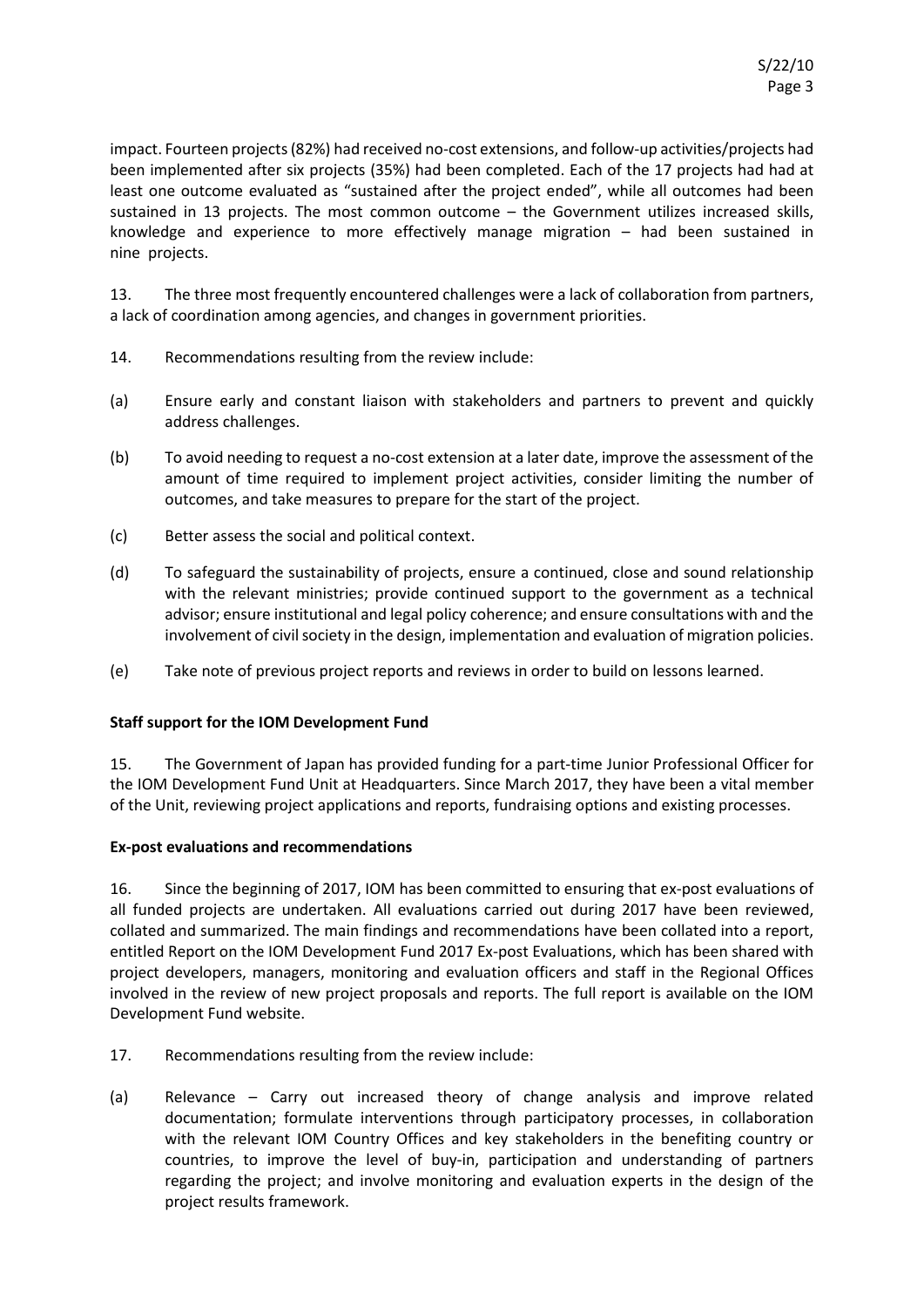impact. Fourteen projects (82%) had received no-cost extensions, and follow-up activities/projects had been implemented after six projects (35%) had been completed. Each of the 17 projects had had at least one outcome evaluated as "sustained after the project ended", while all outcomes had been sustained in 13 projects. The most common outcome – the Government utilizes increased skills, knowledge and experience to more effectively manage migration – had been sustained in nine projects.

13. The three most frequently encountered challenges were a lack of collaboration from partners, a lack of coordination among agencies, and changes in government priorities.

14. Recommendations resulting from the review include:

(a) Ensure early and constant liaison with stakeholders and partners to prevent and quickly address challenges.

(b) To avoid needing to request a no-cost extension at a later date, improve the assessment of the amount of time required to implement project activities, consider limiting the number of outcomes, and take measures to prepare for the start of the project.

(c) Better assess the social and political context.

(d) To safeguard the sustainability of projects, ensure a continued, close and sound relationship with the relevant ministries; provide continued support to the government as a technical advisor; ensure institutional and legal policy coherence; and ensure consultations with and the involvement of civil society in the design, implementation and evaluation of migration policies.

(e) Take note of previous project reports and reviews in order to build on lessons learned.

**Staff support for the IOM Development Fund**

15. The Government of Japan has provided funding for a part-time Junior Professional Officer for the IOM Development Fund Unit at Headquarters. Since March 2017, they have been a vital member of the Unit, reviewing project applications and reports, fundraising options and existing processes.

**Ex-post evaluations and recommendations**

16. Since the beginning of 2017, IOM has been committed to ensuring that ex-post evaluations of all funded projects are undertaken. All evaluations carried out during 2017 have been reviewed, collated and summarized. The main findings and recommendations have been collated into a report, entitled Report on the IOM Development Fund 2017 Ex-post Evaluations, which has been shared with project developers, managers, monitoring and evaluation officers and staff in the Regional Offices involved in the review of new project proposals and reports. The full report is available on the IOM Development Fund website.

17. Recommendations resulting from the review include:

(a) Relevance – Carry out increased theory of change analysis and improve related documentation; formulate interventions through participatory processes, in collaboration with the relevant IOM Country Offices and key stakeholders in the benefiting country or countries, to improve the level of buy-in, participation and understanding of partners regarding the project; and involve monitoring and evaluation experts in the design of the project results framework.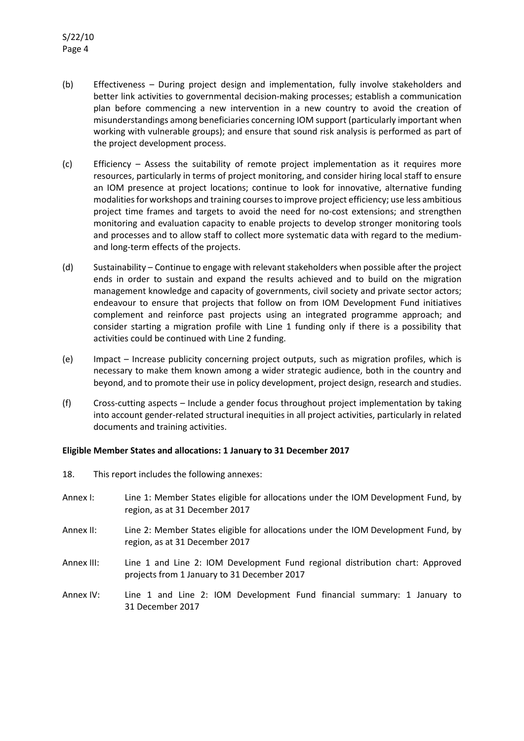(b) Effectiveness – During project design and implementation, fully involve stakeholders and better link activities to governmental decision-making processes; establish a communication plan before commencing a new intervention in a new country to avoid the creation of misunderstandings among beneficiaries concerning IOM support (particularly important when working with vulnerable groups); and ensure that sound risk analysis is performed as part of the project development process.

(c) Efficiency – Assess the suitability of remote project implementation as it requires more resources, particularly in terms of project monitoring, and consider hiring local staff to ensure an IOM presence at project locations; continue to look for innovative, alternative funding modalities for workshops and training courses to improve project efficiency; use less ambitious project time frames and targets to avoid the need for no-cost extensions; and strengthen monitoring and evaluation capacity to enable projects to develop stronger monitoring tools and processes and to allow staff to collect more systematic data with regard to the medium- and long-term effects of the projects.

(d) Sustainability – Continue to engage with relevant stakeholders when possible after the project ends in order to sustain and expand the results achieved and to build on the migration management knowledge and capacity of governments, civil society and private sector actors; endeavour to ensure that projects that follow on from IOM Development Fund initiatives complement and reinforce past projects using an integrated programme approach; and consider starting a migration profile with Line 1 funding only if there is a possibility that activities could be continued with Line 2 funding.

(e) Impact – Increase publicity concerning project outputs, such as migration profiles, which is necessary to make them known among a wider strategic audience, both in the country and beyond, and to promote their use in policy development, project design, research and studies.

(f) Cross-cutting aspects – Include a gender focus throughout project implementation by taking into account gender-related structural inequities in all project activities, particularly in related documents and training activities.

**Eligible Member States and allocations: 1 January to 31 December 2017**

18. This report includes the following annexes:

Annex I: Line 1: Member States eligible for allocations under the IOM Development Fund, by region, as at 31 December 2017

Annex II: Line 2: Member States eligible for allocations under the IOM Development Fund, by region, as at 31 December 2017

Annex III: Line 1 and Line 2: IOM Development Fund regional distribution chart: Approved projects from 1 January to 31 December 2017

Annex IV: Line 1 and Line 2: IOM Development Fund financial summary: 1 January to 31 December 2017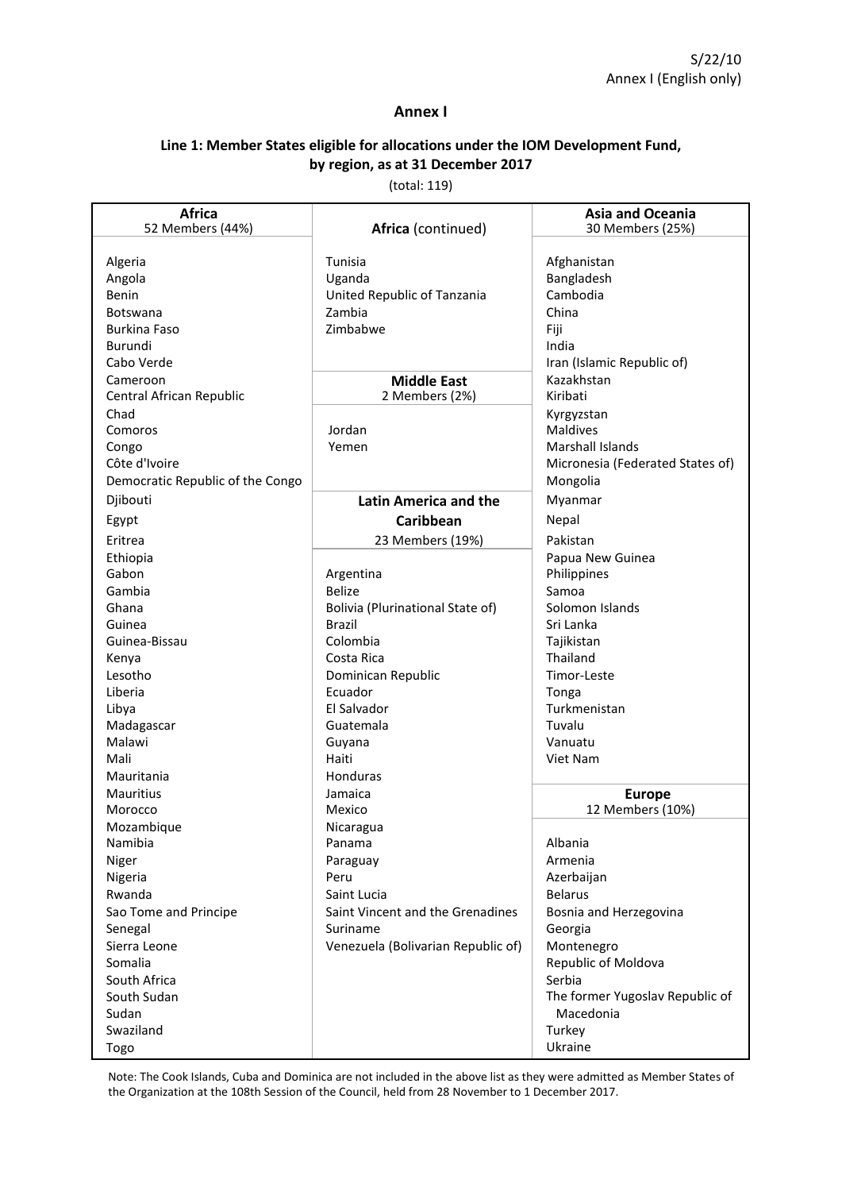## Annex I

### Line 1: Member States eligible for allocations under the IOM Development Fund, by region, as at 31 December 2017

(total: 119)

**Africa**
52 Members (44%)

Algeria
Angola
Benin
Botswana
Burkina Faso
Burundi
Cabo Verde
Cameroon
Central African Republic
Chad
Comoros
Congo
Côte d'Ivoire
Democratic Republic of the Congo
Djibouti
Egypt
Eritrea
Ethiopia
Gabon
Gambia
Ghana
Guinea
Guinea-Bissau
Kenya
Lesotho
Liberia
Libya
Madagascar
Malawi
Mali
Mauritania
Mauritius
Morocco
Mozambique
Namibia
Niger
Nigeria
Rwanda
Sao Tome and Principe
Senegal
Sierra Leone
Somalia
South Africa
South Sudan
Sudan
Swaziland
Togo

**Africa** (continued)

Tunisia
Uganda
United Republic of Tanzania
Zambia
Zimbabwe

**Middle East**
2 Members (2%)

Jordan
Yemen

**Latin America and the Caribbean**
23 Members (19%)

Argentina
Belize
Bolivia (Plurinational State of)
Brazil
Colombia
Costa Rica
Dominican Republic
Ecuador
El Salvador
Guatemala
Guyana
Haiti
Honduras
Jamaica
Mexico
Nicaragua
Panama
Paraguay
Peru
Saint Lucia
Saint Vincent and the Grenadines
Suriname
Venezuela (Bolivarian Republic of)

**Asia and Oceania**
30 Members (25%)

Afghanistan
Bangladesh
Cambodia
China
Fiji
India
Iran (Islamic Republic of)
Kazakhstan
Kiribati
Kyrgyzstan
Maldives
Marshall Islands
Micronesia (Federated States of)
Mongolia
Myanmar
Nepal
Pakistan
Papua New Guinea
Philippines
Samoa
Solomon Islands
Sri Lanka
Tajikistan
Thailand
Timor-Leste
Tonga
Turkmenistan
Tuvalu
Vanuatu
Viet Nam

**Europe**
12 Members (10%)

Albania
Armenia
Azerbaijan
Belarus
Bosnia and Herzegovina
Georgia
Montenegro
Republic of Moldova
Serbia
The former Yugoslav Republic of Macedonia
Turkey
Ukraine

Note: The Cook Islands, Cuba and Dominica are not included in the above list as they were admitted as Member States of the Organization at the 108th Session of the Council, held from 28 November to 1 December 2017.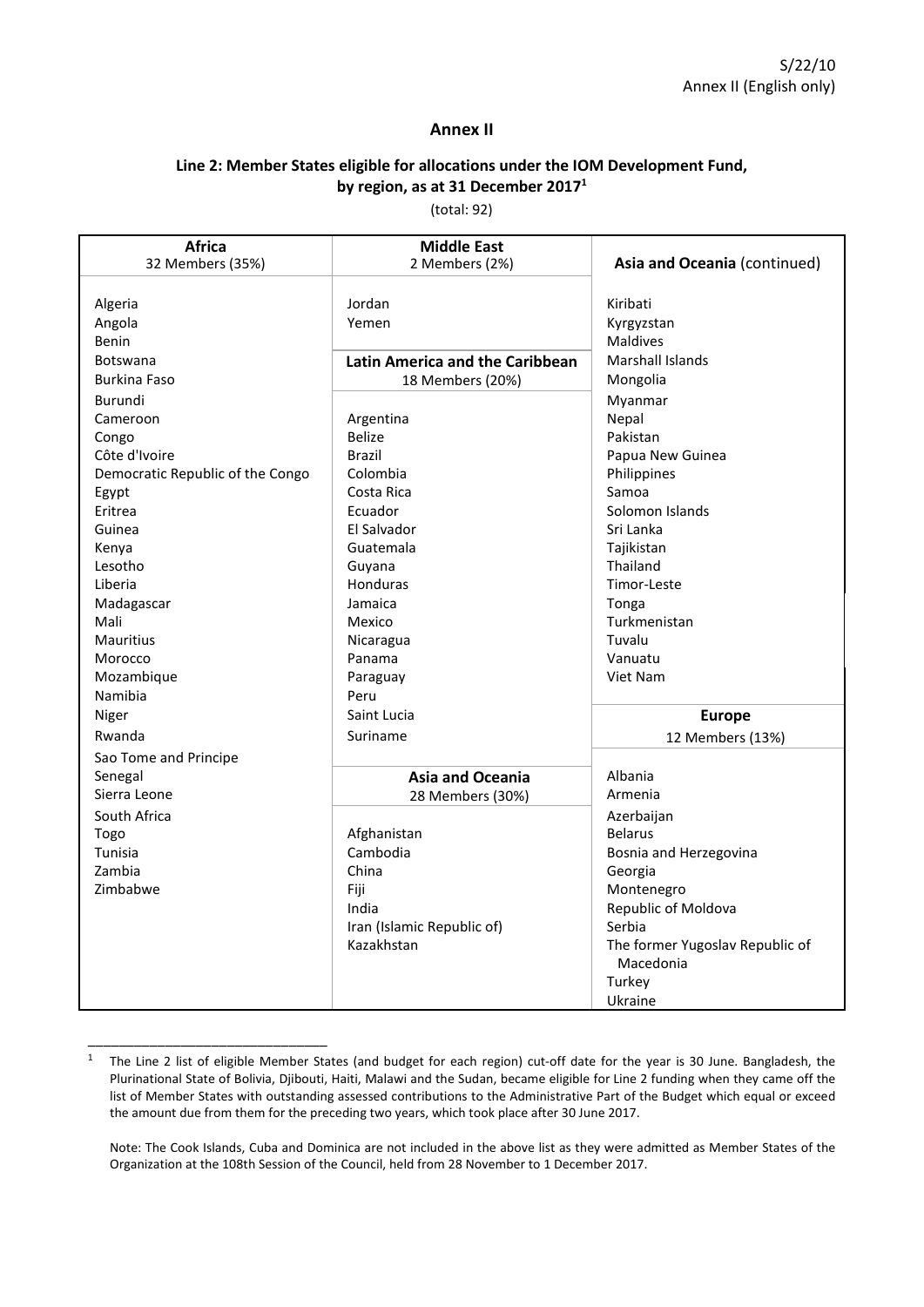## Annex II

### Line 2: Member States eligible for allocations under the IOM Development Fund, by region, as at 31 December 2017[1]

(total: 92)

| Africa<br>32 Members (35%) | Middle East<br>2 Members (2%) | Asia and Oceania (continued) |
|---|---|---|
| Algeria<br>Angola<br>Benin<br>Botswana<br>Burkina Faso<br>Burundi<br>Cameroon<br>Congo<br>Côte d'Ivoire<br>Democratic Republic of the Congo<br>Egypt<br>Eritrea<br>Guinea<br>Kenya<br>Lesotho<br>Liberia<br>Madagascar<br>Mali<br>Mauritius<br>Morocco<br>Mozambique<br>Namibia<br>Niger<br>Rwanda<br>Sao Tome and Principe<br>Senegal<br>Sierra Leone<br>South Africa<br>Togo<br>Tunisia<br>Zambia<br>Zimbabwe | Jordan<br>Yemen<br><br>**Latin America and the Caribbean**<br>18 Members (20%)<br><br>Argentina<br>Belize<br>Brazil<br>Colombia<br>Costa Rica<br>Ecuador<br>El Salvador<br>Guatemala<br>Guyana<br>Honduras<br>Jamaica<br>Mexico<br>Nicaragua<br>Panama<br>Paraguay<br>Peru<br>Saint Lucia<br>Suriname<br><br>**Asia and Oceania**<br>28 Members (30%)<br><br>Afghanistan<br>Cambodia<br>China<br>Fiji<br>India<br>Iran (Islamic Republic of)<br>Kazakhstan | Kiribati<br>Kyrgyzstan<br>Maldives<br>Marshall Islands<br>Mongolia<br>Myanmar<br>Nepal<br>Pakistan<br>Papua New Guinea<br>Philippines<br>Samoa<br>Solomon Islands<br>Sri Lanka<br>Tajikistan<br>Thailand<br>Timor-Leste<br>Tonga<br>Turkmenistan<br>Tuvalu<br>Vanuatu<br>Viet Nam<br><br>**Europe**<br>12 Members (13%)<br><br>Albania<br>Armenia<br>Azerbaijan<br>Belarus<br>Bosnia and Herzegovina<br>Georgia<br>Montenegro<br>Republic of Moldova<br>Serbia<br>The former Yugoslav Republic of Macedonia<br>Turkey<br>Ukraine |

[1] The Line 2 list of eligible Member States (and budget for each region) cut-off date for the year is 30 June. Bangladesh, the Plurinational State of Bolivia, Djibouti, Haiti, Malawi and the Sudan, became eligible for Line 2 funding when they came off the list of Member States with outstanding assessed contributions to the Administrative Part of the Budget which equal or exceed the amount due from them for the preceding two years, which took place after 30 June 2017.

Note: The Cook Islands, Cuba and Dominica are not included in the above list as they were admitted as Member States of the Organization at the 108th Session of the Council, held from 28 November to 1 December 2017.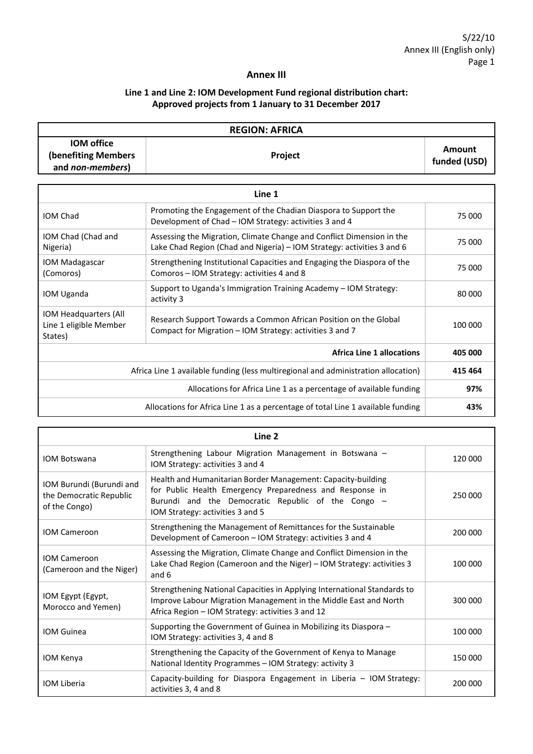## Annex III

### Line 1 and Line 2: IOM Development Fund regional distribution chart: Approved projects from 1 January to 31 December 2017

| REGION: AFRICA | | |
|---|---|---|
| **IOM office (benefiting Members and *non-members*)** | **Project** | **Amount funded (USD)** |

| Line 1 | | |
|---|---|---|
| IOM Chad | Promoting the Engagement of the Chadian Diaspora to Support the Development of Chad – IOM Strategy: activities 3 and 4 | 75 000 |
| IOM Chad (Chad and Nigeria) | Assessing the Migration, Climate Change and Conflict Dimension in the Lake Chad Region (Chad and Nigeria) – IOM Strategy: activities 3 and 6 | 75 000 |
| IOM Madagascar (Comoros) | Strengthening Institutional Capacities and Engaging the Diaspora of the Comoros – IOM Strategy: activities 4 and 8 | 75 000 |
| IOM Uganda | Support to Uganda's Immigration Training Academy – IOM Strategy: activity 3 | 80 000 |
| IOM Headquarters (All Line 1 eligible Member States) | Research Support Towards a Common African Position on the Global Compact for Migration – IOM Strategy: activities 3 and 7 | 100 000 |
| | **Africa Line 1 allocations** | **405 000** |
| | Africa Line 1 available funding (less multiregional and administration allocation) | **415 464** |
| | Allocations for Africa Line 1 as a percentage of available funding | **97%** |
| | Allocations for Africa Line 1 as a percentage of total Line 1 available funding | **43%** |

| Line 2 | | |
|---|---|---|
| IOM Botswana | Strengthening Labour Migration Management in Botswana – IOM Strategy: activities 3 and 4 | 120 000 |
| IOM Burundi (Burundi and the Democratic Republic of the Congo) | Health and Humanitarian Border Management: Capacity-building for Public Health Emergency Preparedness and Response in Burundi and the Democratic Republic of the Congo – IOM Strategy: activities 3 and 5 | 250 000 |
| IOM Cameroon | Strengthening the Management of Remittances for the Sustainable Development of Cameroon – IOM Strategy: activities 3 and 4 | 200 000 |
| IOM Cameroon (Cameroon and the Niger) | Assessing the Migration, Climate Change and Conflict Dimension in the Lake Chad Region (Cameroon and the Niger) – IOM Strategy: activities 3 and 6 | 100 000 |
| IOM Egypt (Egypt, Morocco and Yemen) | Strengthening National Capacities in Applying International Standards to Improve Labour Migration Management in the Middle East and North Africa Region – IOM Strategy: activities 3 and 12 | 300 000 |
| IOM Guinea | Supporting the Government of Guinea in Mobilizing its Diaspora – IOM Strategy: activities 3, 4 and 8 | 100 000 |
| IOM Kenya | Strengthening the Capacity of the Government of Kenya to Manage National Identity Programmes – IOM Strategy: activity 3 | 150 000 |
| IOM Liberia | Capacity-building for Diaspora Engagement in Liberia – IOM Strategy: activities 3, 4 and 8 | 200 000 |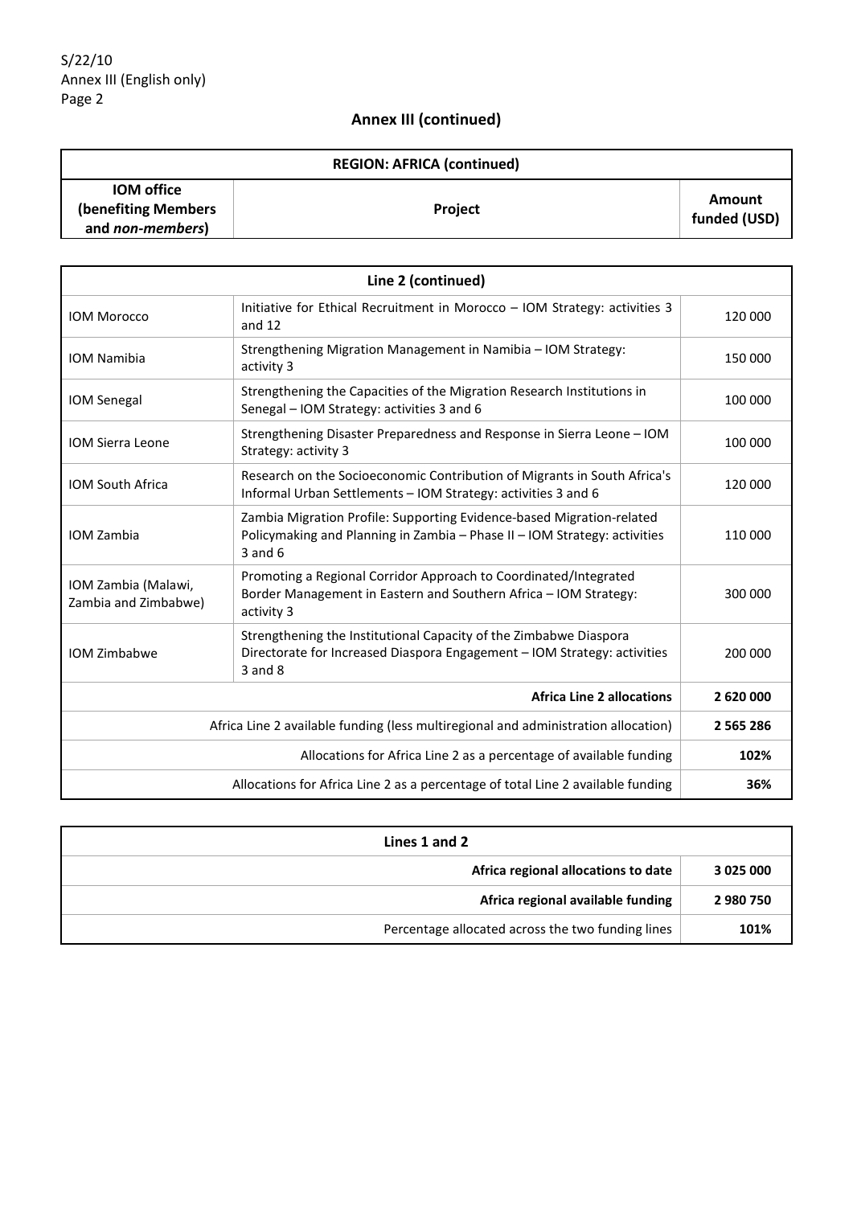## Annex III (continued)

| REGION: AFRICA (continued) | | |
|---|---|---|
| **IOM office (benefiting Members and *non-members*)** | **Project** | **Amount funded (USD)** |
| **Line 2 (continued)** | | |
| IOM Morocco | Initiative for Ethical Recruitment in Morocco – IOM Strategy: activities 3 and 12 | 120 000 |
| IOM Namibia | Strengthening Migration Management in Namibia – IOM Strategy: activity 3 | 150 000 |
| IOM Senegal | Strengthening the Capacities of the Migration Research Institutions in Senegal – IOM Strategy: activities 3 and 6 | 100 000 |
| IOM Sierra Leone | Strengthening Disaster Preparedness and Response in Sierra Leone – IOM Strategy: activity 3 | 100 000 |
| IOM South Africa | Research on the Socioeconomic Contribution of Migrants in South Africa's Informal Urban Settlements – IOM Strategy: activities 3 and 6 | 120 000 |
| IOM Zambia | Zambia Migration Profile: Supporting Evidence-based Migration-related Policymaking and Planning in Zambia – Phase II – IOM Strategy: activities 3 and 6 | 110 000 |
| IOM Zambia (Malawi, Zambia and Zimbabwe) | Promoting a Regional Corridor Approach to Coordinated/Integrated Border Management in Eastern and Southern Africa – IOM Strategy: activity 3 | 300 000 |
| IOM Zimbabwe | Strengthening the Institutional Capacity of the Zimbabwe Diaspora Directorate for Increased Diaspora Engagement – IOM Strategy: activities 3 and 8 | 200 000 |
| | **Africa Line 2 allocations** | **2 620 000** |
| | Africa Line 2 available funding (less multiregional and administration allocation) | **2 565 286** |
| | Allocations for Africa Line 2 as a percentage of available funding | **102%** |
| | Allocations for Africa Line 2 as a percentage of total Line 2 available funding | **36%** |

| Lines 1 and 2 | |
|---|---|
| **Africa regional allocations to date** | **3 025 000** |
| **Africa regional available funding** | **2 980 750** |
| Percentage allocated across the two funding lines | **101%** |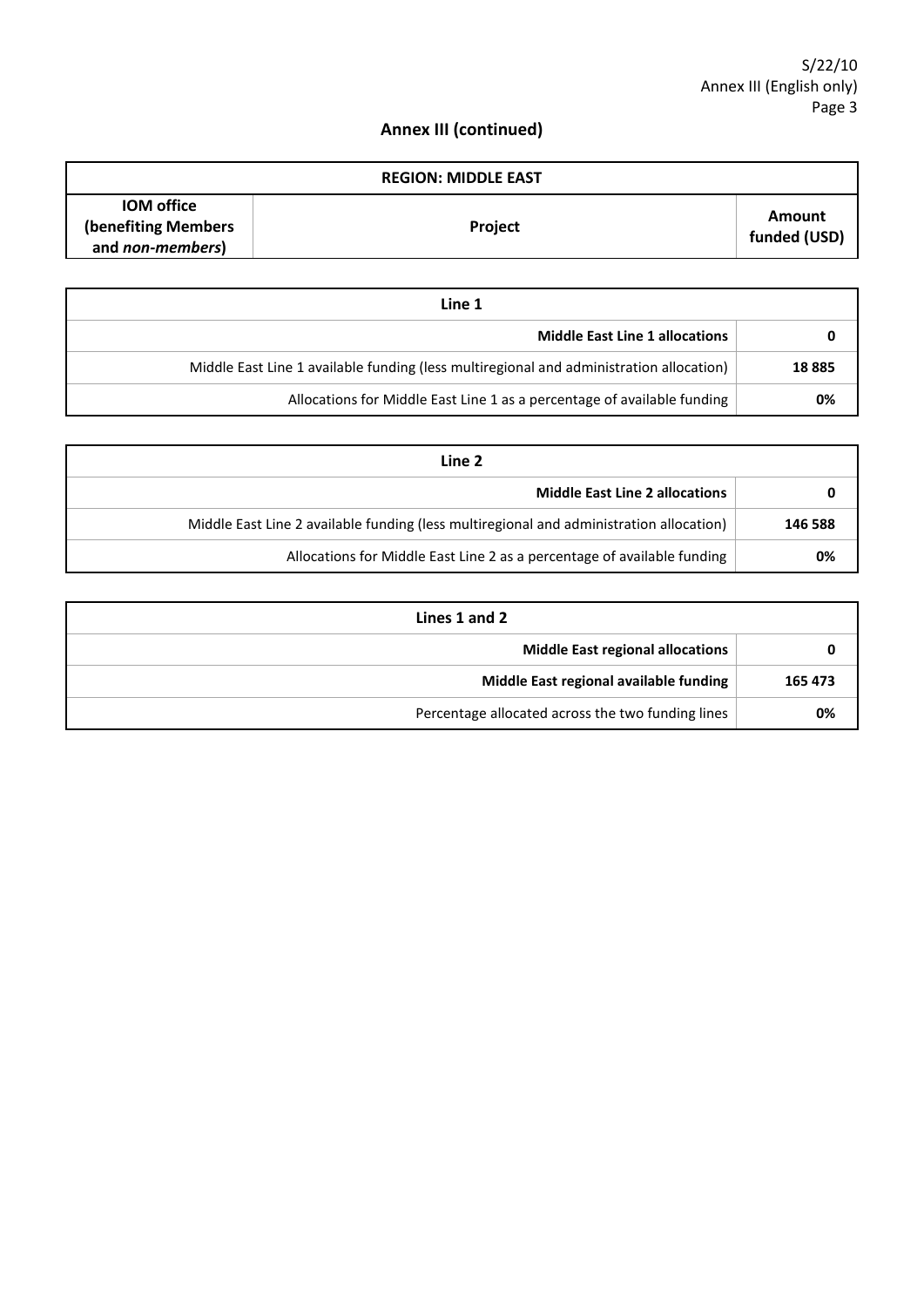## Annex III (continued)

| REGION: MIDDLE EAST | | |
|---|---|---|
| **IOM office (benefiting Members and *non-members*)** | **Project** | **Amount funded (USD)** |

| Line 1 | |
|---|---|
| **Middle East Line 1 allocations** | **0** |
| Middle East Line 1 available funding (less multiregional and administration allocation) | **18 885** |
| Allocations for Middle East Line 1 as a percentage of available funding | **0%** |

| Line 2 | |
|---|---|
| **Middle East Line 2 allocations** | **0** |
| Middle East Line 2 available funding (less multiregional and administration allocation) | **146 588** |
| Allocations for Middle East Line 2 as a percentage of available funding | **0%** |

| Lines 1 and 2 | |
|---|---|
| **Middle East regional allocations** | **0** |
| **Middle East regional available funding** | **165 473** |
| Percentage allocated across the two funding lines | **0%** |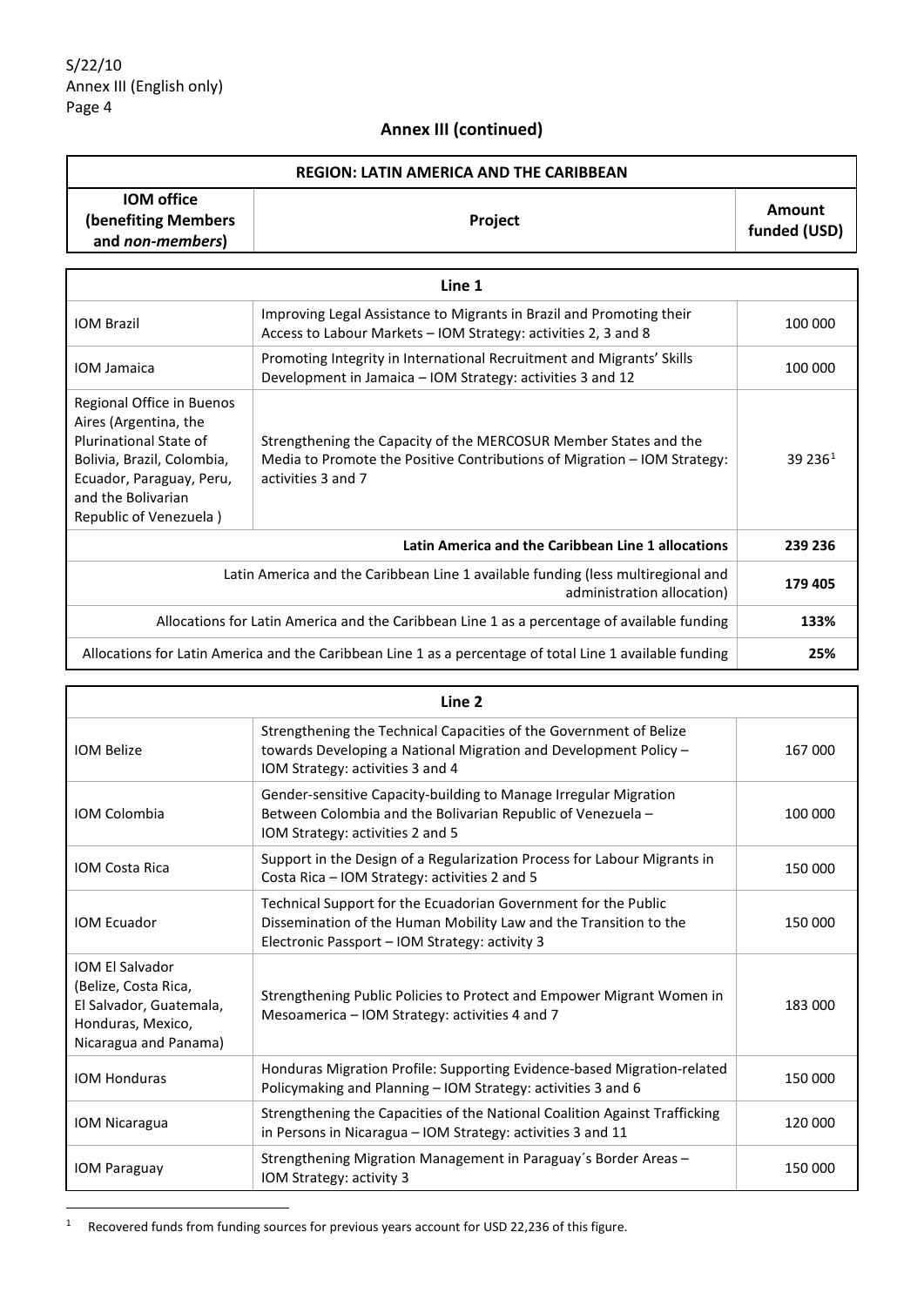## Annex III (continued)

| REGION: LATIN AMERICA AND THE CARIBBEAN | | |
|---|---|---|
| **IOM office (benefiting Members and *non-members*)** | **Project** | **Amount funded (USD)** |

| Line 1 | | |
|---|---|---|
| IOM Brazil | Improving Legal Assistance to Migrants in Brazil and Promoting their Access to Labour Markets – IOM Strategy: activities 2, 3 and 8 | 100 000 |
| IOM Jamaica | Promoting Integrity in International Recruitment and Migrants' Skills Development in Jamaica – IOM Strategy: activities 3 and 12 | 100 000 |
| Regional Office in Buenos Aires (Argentina, the Plurinational State of Bolivia, Brazil, Colombia, Ecuador, Paraguay, Peru, and the Bolivarian Republic of Venezuela ) | Strengthening the Capacity of the MERCOSUR Member States and the Media to Promote the Positive Contributions of Migration – IOM Strategy: activities 3 and 7 | 39 236[1] |
| **Latin America and the Caribbean Line 1 allocations** | | **239 236** |
| Latin America and the Caribbean Line 1 available funding (less multiregional and administration allocation) | | **179 405** |
| Allocations for Latin America and the Caribbean Line 1 as a percentage of available funding | | **133%** |
| Allocations for Latin America and the Caribbean Line 1 as a percentage of total Line 1 available funding | | **25%** |

| Line 2 | | |
|---|---|---|
| IOM Belize | Strengthening the Technical Capacities of the Government of Belize towards Developing a National Migration and Development Policy – IOM Strategy: activities 3 and 4 | 167 000 |
| IOM Colombia | Gender-sensitive Capacity-building to Manage Irregular Migration Between Colombia and the Bolivarian Republic of Venezuela – IOM Strategy: activities 2 and 5 | 100 000 |
| IOM Costa Rica | Support in the Design of a Regularization Process for Labour Migrants in Costa Rica – IOM Strategy: activities 2 and 5 | 150 000 |
| IOM Ecuador | Technical Support for the Ecuadorian Government for the Public Dissemination of the Human Mobility Law and the Transition to the Electronic Passport – IOM Strategy: activity 3 | 150 000 |
| IOM El Salvador (Belize, Costa Rica, El Salvador, Guatemala, Honduras, Mexico, Nicaragua and Panama) | Strengthening Public Policies to Protect and Empower Migrant Women in Mesoamerica – IOM Strategy: activities 4 and 7 | 183 000 |
| IOM Honduras | Honduras Migration Profile: Supporting Evidence-based Migration-related Policymaking and Planning – IOM Strategy: activities 3 and 6 | 150 000 |
| IOM Nicaragua | Strengthening the Capacities of the National Coalition Against Trafficking in Persons in Nicaragua – IOM Strategy: activities 3 and 11 | 120 000 |
| IOM Paraguay | Strengthening Migration Management in Paraguay´s Border Areas – IOM Strategy: activity 3 | 150 000 |

[1] Recovered funds from funding sources for previous years account for USD 22,236 of this figure.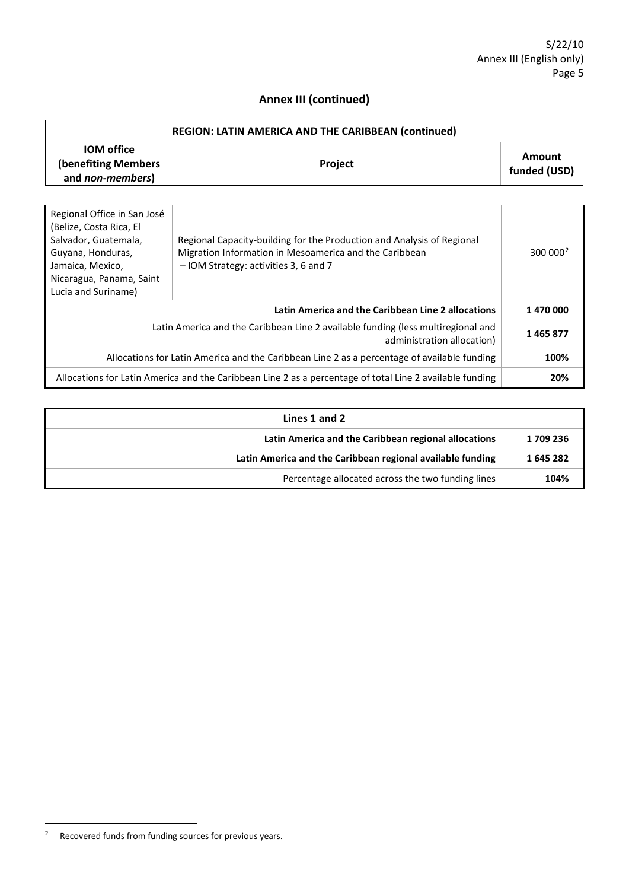## Annex III (continued)

| REGION: LATIN AMERICA AND THE CARIBBEAN (continued) | | |
|---|---|---|
| **IOM office (benefiting Members and *non-members*)** | **Project** | **Amount funded (USD)** |
| Regional Office in San José (Belize, Costa Rica, El Salvador, Guatemala, Guyana, Honduras, Jamaica, Mexico, Nicaragua, Panama, Saint Lucia and Suriname) | Regional Capacity-building for the Production and Analysis of Regional Migration Information in Mesoamerica and the Caribbean – IOM Strategy: activities 3, 6 and 7 | 300 000[2] |
| | **Latin America and the Caribbean Line 2 allocations** | **1 470 000** |
| | Latin America and the Caribbean Line 2 available funding (less multiregional and administration allocation) | **1 465 877** |
| | Allocations for Latin America and the Caribbean Line 2 as a percentage of available funding | **100%** |
| | Allocations for Latin America and the Caribbean Line 2 as a percentage of total Line 2 available funding | **20%** |

| Lines 1 and 2 | |
|---|---|
| **Latin America and the Caribbean regional allocations** | **1 709 236** |
| **Latin America and the Caribbean regional available funding** | **1 645 282** |
| Percentage allocated across the two funding lines | **104%** |

[2] Recovered funds from funding sources for previous years.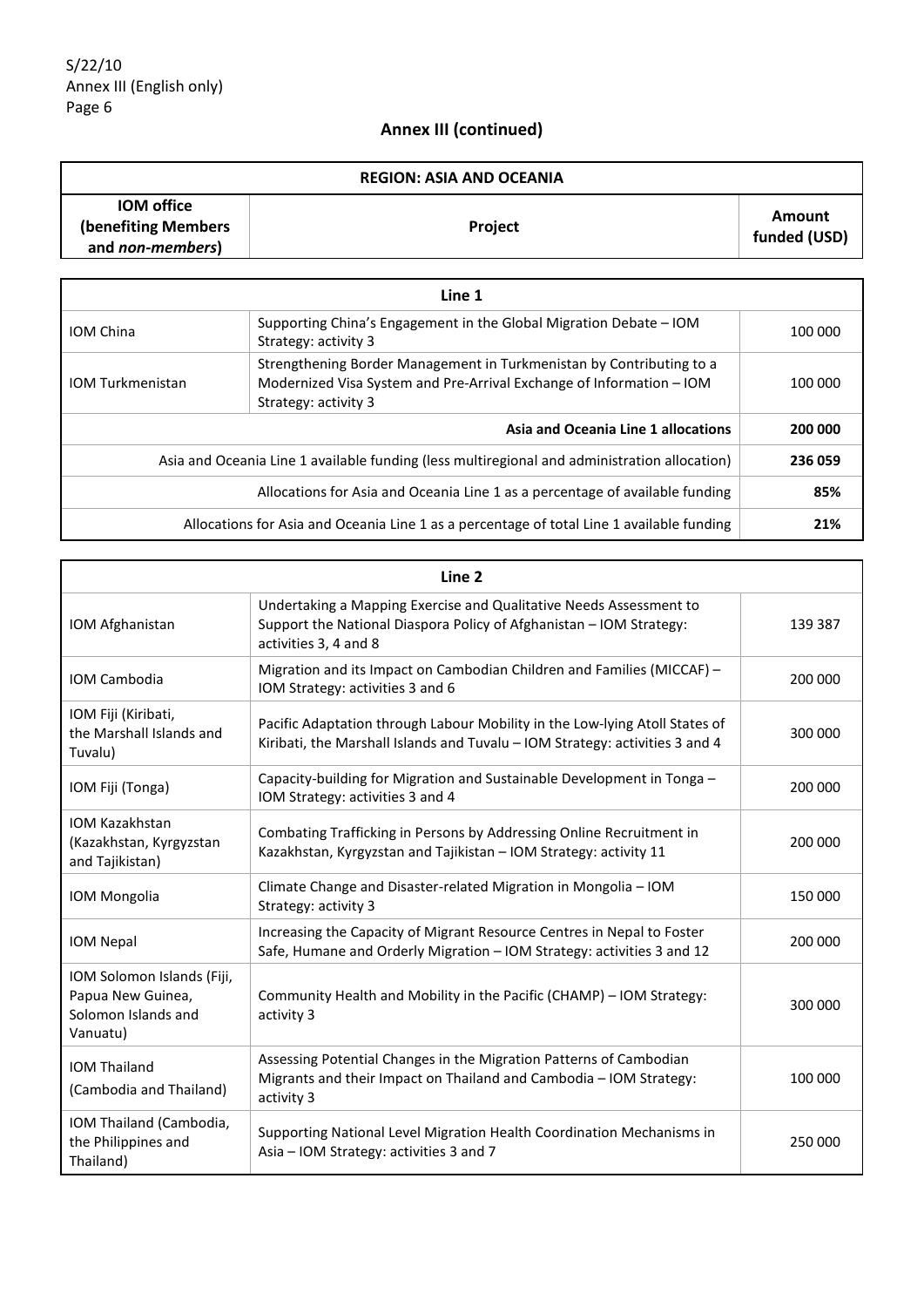## Annex III (continued)

| REGION: ASIA AND OCEANIA | | |
|---|---|---|
| **IOM office (benefiting Members and *non-members*)** | **Project** | **Amount funded (USD)** |
| **Line 1** | | |
| IOM China | Supporting China's Engagement in the Global Migration Debate – IOM Strategy: activity 3 | 100 000 |
| IOM Turkmenistan | Strengthening Border Management in Turkmenistan by Contributing to a Modernized Visa System and Pre-Arrival Exchange of Information – IOM Strategy: activity 3 | 100 000 |
| | **Asia and Oceania Line 1 allocations** | **200 000** |
| | Asia and Oceania Line 1 available funding (less multiregional and administration allocation) | **236 059** |
| | Allocations for Asia and Oceania Line 1 as a percentage of available funding | **85%** |
| | Allocations for Asia and Oceania Line 1 as a percentage of total Line 1 available funding | **21%** |

| **Line 2** | | |
|---|---|---|
| IOM Afghanistan | Undertaking a Mapping Exercise and Qualitative Needs Assessment to Support the National Diaspora Policy of Afghanistan – IOM Strategy: activities 3, 4 and 8 | 139 387 |
| IOM Cambodia | Migration and its Impact on Cambodian Children and Families (MICCAF) – IOM Strategy: activities 3 and 6 | 200 000 |
| IOM Fiji (Kiribati, the Marshall Islands and Tuvalu) | Pacific Adaptation through Labour Mobility in the Low-lying Atoll States of Kiribati, the Marshall Islands and Tuvalu – IOM Strategy: activities 3 and 4 | 300 000 |
| IOM Fiji (Tonga) | Capacity-building for Migration and Sustainable Development in Tonga – IOM Strategy: activities 3 and 4 | 200 000 |
| IOM Kazakhstan (Kazakhstan, Kyrgyzstan and Tajikistan) | Combating Trafficking in Persons by Addressing Online Recruitment in Kazakhstan, Kyrgyzstan and Tajikistan – IOM Strategy: activity 11 | 200 000 |
| IOM Mongolia | Climate Change and Disaster-related Migration in Mongolia – IOM Strategy: activity 3 | 150 000 |
| IOM Nepal | Increasing the Capacity of Migrant Resource Centres in Nepal to Foster Safe, Humane and Orderly Migration – IOM Strategy: activities 3 and 12 | 200 000 |
| IOM Solomon Islands (Fiji, Papua New Guinea, Solomon Islands and Vanuatu) | Community Health and Mobility in the Pacific (CHAMP) – IOM Strategy: activity 3 | 300 000 |
| IOM Thailand (Cambodia and Thailand) | Assessing Potential Changes in the Migration Patterns of Cambodian Migrants and their Impact on Thailand and Cambodia – IOM Strategy: activity 3 | 100 000 |
| IOM Thailand (Cambodia, the Philippines and Thailand) | Supporting National Level Migration Health Coordination Mechanisms in Asia – IOM Strategy: activities 3 and 7 | 250 000 |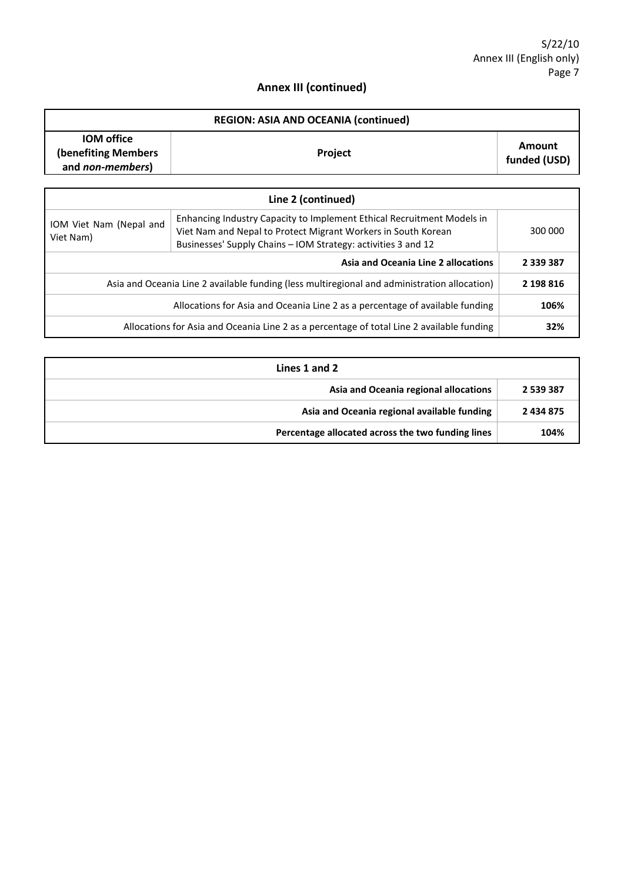## Annex III (continued)

| REGION: ASIA AND OCEANIA (continued) | | |
|---|---|---|
| **IOM office (benefiting Members and *non-members*)** | **Project** | **Amount funded (USD)** |
| **Line 2 (continued)** | | |
| IOM Viet Nam (Nepal and Viet Nam) | Enhancing Industry Capacity to Implement Ethical Recruitment Models in Viet Nam and Nepal to Protect Migrant Workers in South Korean Businesses' Supply Chains – IOM Strategy: activities 3 and 12 | 300 000 |
| | **Asia and Oceania Line 2 allocations** | **2 339 387** |
| | Asia and Oceania Line 2 available funding (less multiregional and administration allocation) | **2 198 816** |
| | Allocations for Asia and Oceania Line 2 as a percentage of available funding | **106%** |
| | Allocations for Asia and Oceania Line 2 as a percentage of total Line 2 available funding | **32%** |

| Lines 1 and 2 | |
|---|---|
| **Asia and Oceania regional allocations** | **2 539 387** |
| **Asia and Oceania regional available funding** | **2 434 875** |
| **Percentage allocated across the two funding lines** | **104%** |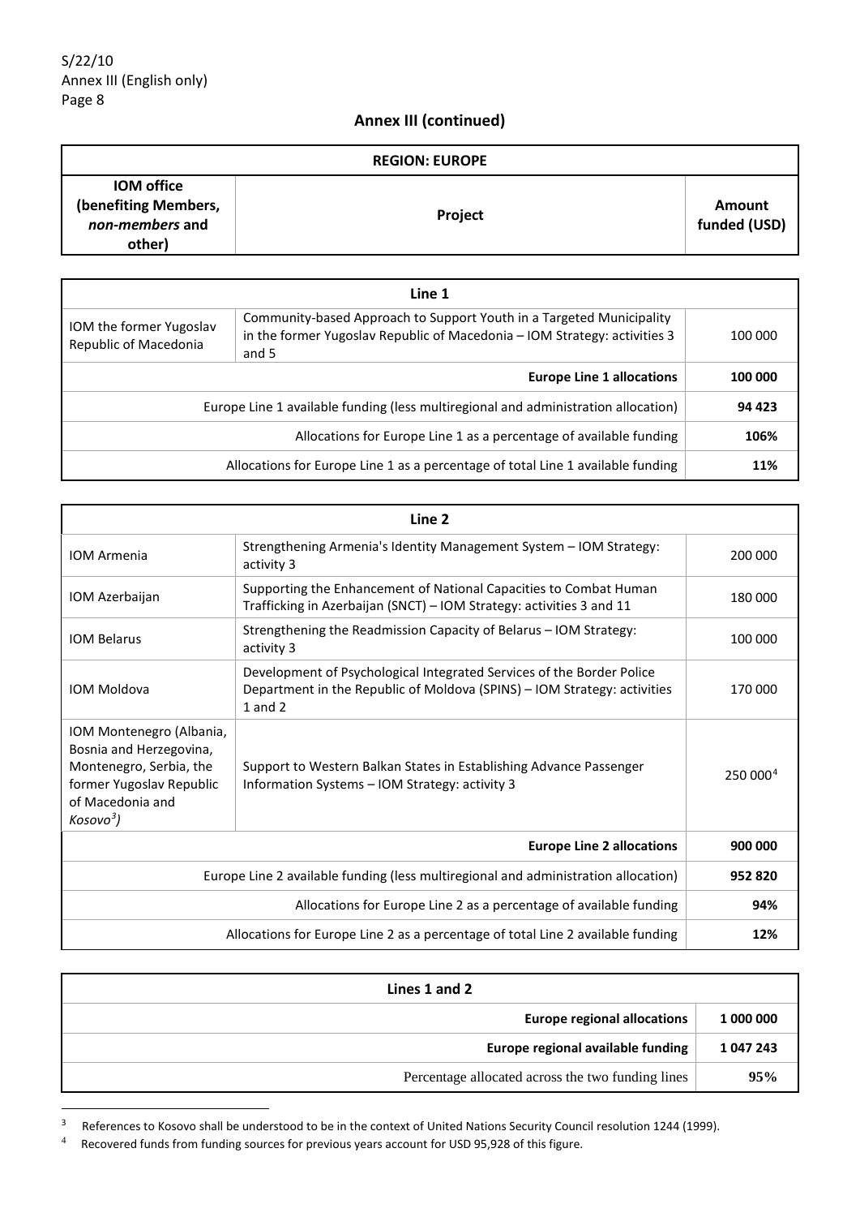## Annex III (continued)

| REGION: EUROPE | | |
|---|---|---|
| **IOM office (benefiting Members, *non-members* and other)** | **Project** | **Amount funded (USD)** |

| Line 1 | | |
|---|---|---|
| IOM the former Yugoslav Republic of Macedonia | Community-based Approach to Support Youth in a Targeted Municipality in the former Yugoslav Republic of Macedonia – IOM Strategy: activities 3 and 5 | 100 000 |
| | **Europe Line 1 allocations** | **100 000** |
| | Europe Line 1 available funding (less multiregional and administration allocation) | **94 423** |
| | Allocations for Europe Line 1 as a percentage of available funding | **106%** |
| | Allocations for Europe Line 1 as a percentage of total Line 1 available funding | **11%** |

| Line 2 | | |
|---|---|---|
| IOM Armenia | Strengthening Armenia's Identity Management System – IOM Strategy: activity 3 | 200 000 |
| IOM Azerbaijan | Supporting the Enhancement of National Capacities to Combat Human Trafficking in Azerbaijan (SNCT) – IOM Strategy: activities 3 and 11 | 180 000 |
| IOM Belarus | Strengthening the Readmission Capacity of Belarus – IOM Strategy: activity 3 | 100 000 |
| IOM Moldova | Development of Psychological Integrated Services of the Border Police Department in the Republic of Moldova (SPINS) – IOM Strategy: activities 1 and 2 | 170 000 |
| IOM Montenegro (Albania, Bosnia and Herzegovina, Montenegro, Serbia, the former Yugoslav Republic of Macedonia and *Kosovo*[3]) | Support to Western Balkan States in Establishing Advance Passenger Information Systems – IOM Strategy: activity 3 | 250 000[4] |
| | **Europe Line 2 allocations** | **900 000** |
| | Europe Line 2 available funding (less multiregional and administration allocation) | **952 820** |
| | Allocations for Europe Line 2 as a percentage of available funding | **94%** |
| | Allocations for Europe Line 2 as a percentage of total Line 2 available funding | **12%** |

| Lines 1 and 2 | |
|---|---|
| **Europe regional allocations** | **1 000 000** |
| **Europe regional available funding** | **1 047 243** |
| Percentage allocated across the two funding lines | **95%** |

[3] References to Kosovo shall be understood to be in the context of United Nations Security Council resolution 1244 (1999).

[4] Recovered funds from funding sources for previous years account for USD 95,928 of this figure.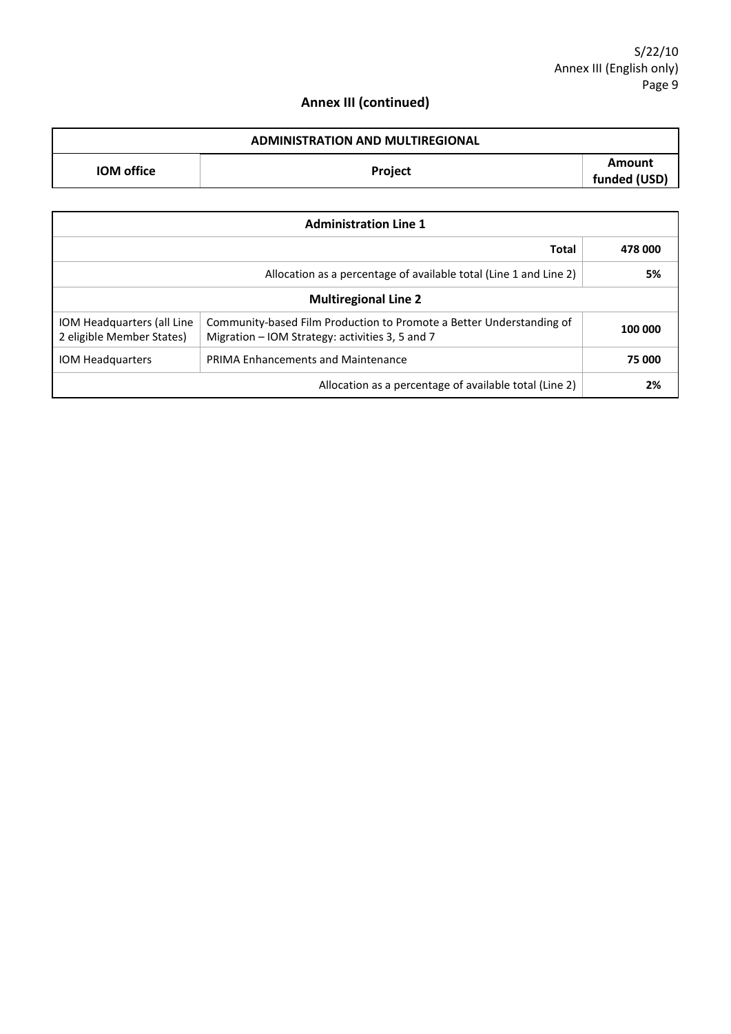## Annex III (continued)

| ADMINISTRATION AND MULTIREGIONAL | | |
|---|---|---|
| **IOM office** | **Project** | **Amount funded (USD)** |
| **Administration Line 1** | | |
| | **Total** | **478 000** |
| | Allocation as a percentage of available total (Line 1 and Line 2) | **5%** |
| **Multiregional Line 2** | | |
| IOM Headquarters (all Line 2 eligible Member States) | Community-based Film Production to Promote a Better Understanding of Migration – IOM Strategy: activities 3, 5 and 7 | **100 000** |
| IOM Headquarters | PRIMA Enhancements and Maintenance | **75 000** |
| | Allocation as a percentage of available total (Line 2) | **2%** |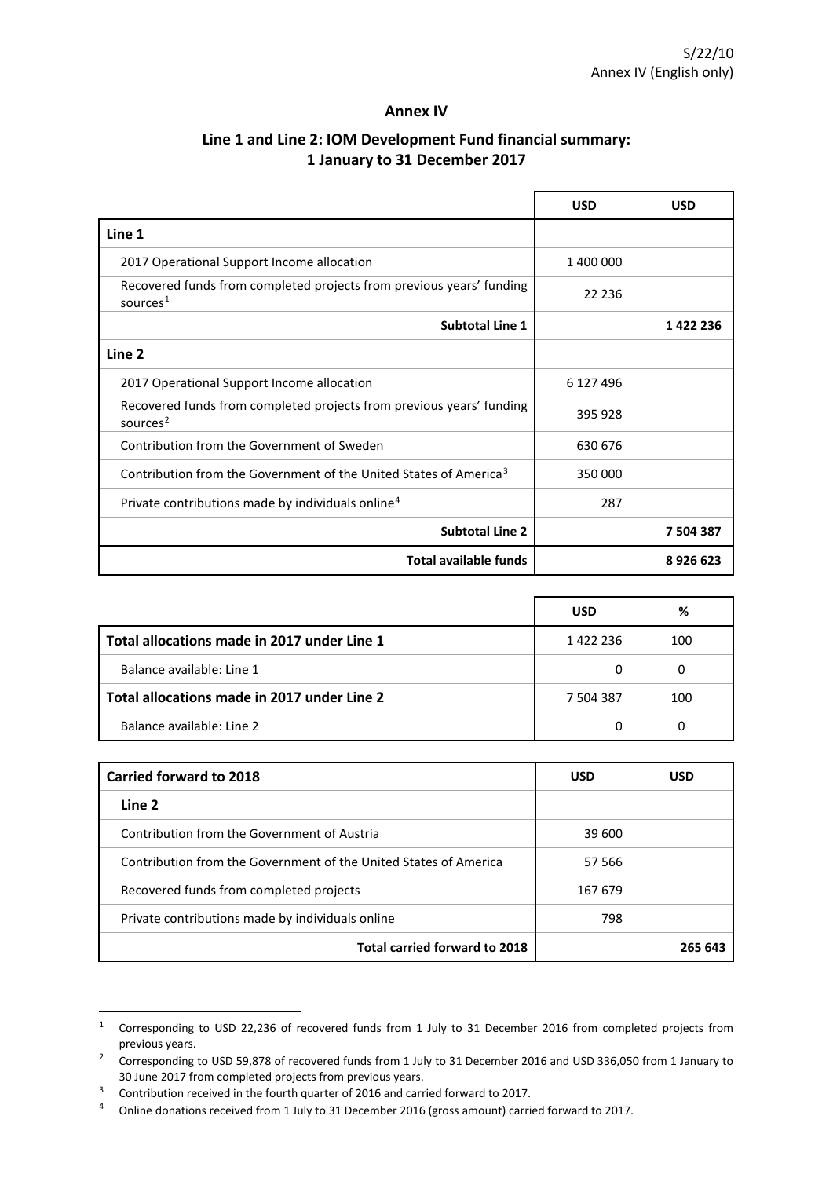## Annex IV

### Line 1 and Line 2: IOM Development Fund financial summary: 1 January to 31 December 2017

| | USD | USD |
|---|---|---|
| **Line 1** | | |
| 2017 Operational Support Income allocation | 1 400 000 | |
| Recovered funds from completed projects from previous years' funding sources[1] | 22 236 | |
| **Subtotal Line 1** | | **1 422 236** |
| **Line 2** | | |
| 2017 Operational Support Income allocation | 6 127 496 | |
| Recovered funds from completed projects from previous years' funding sources[2] | 395 928 | |
| Contribution from the Government of Sweden | 630 676 | |
| Contribution from the Government of the United States of America[3] | 350 000 | |
| Private contributions made by individuals online[4] | 287 | |
| **Subtotal Line 2** | | **7 504 387** |
| **Total available funds** | | **8 926 623** |

| | USD | % |
|---|---|---|
| **Total allocations made in 2017 under Line 1** | 1 422 236 | 100 |
| Balance available: Line 1 | 0 | 0 |
| **Total allocations made in 2017 under Line 2** | 7 504 387 | 100 |
| Balance available: Line 2 | 0 | 0 |

| **Carried forward to 2018** | USD | USD |
|---|---|---|
| **Line 2** | | |
| Contribution from the Government of Austria | 39 600 | |
| Contribution from the Government of the United States of America | 57 566 | |
| Recovered funds from completed projects | 167 679 | |
| Private contributions made by individuals online | 798 | |
| **Total carried forward to 2018** | | **265 643** |

[1] Corresponding to USD 22,236 of recovered funds from 1 July to 31 December 2016 from completed projects from previous years.

[2] Corresponding to USD 59,878 of recovered funds from 1 July to 31 December 2016 and USD 336,050 from 1 January to 30 June 2017 from completed projects from previous years.

[3] Contribution received in the fourth quarter of 2016 and carried forward to 2017.

[4] Online donations received from 1 July to 31 December 2016 (gross amount) carried forward to 2017.